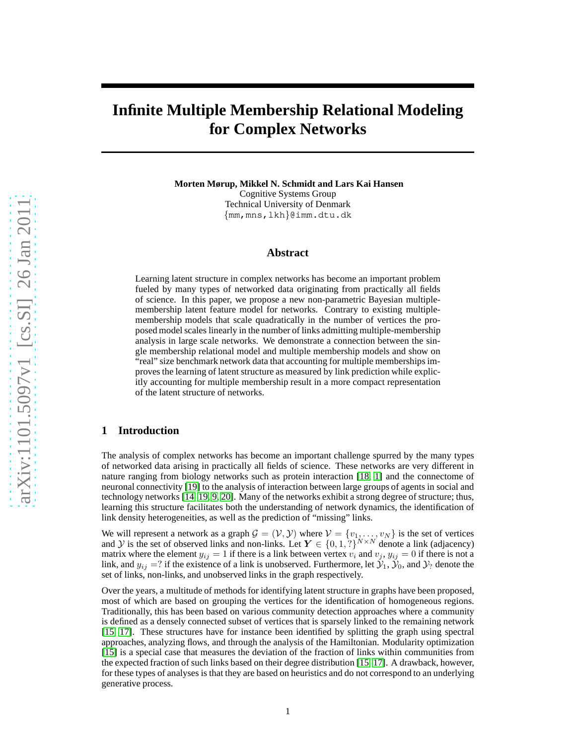# Infinite Multiple Membership Relational Modeling for Complex Networks

**Morten Mørup, Mikkel N. Schmidt and Lars Kai Hansen**
Cognitive Systems Group
Technical University of Denmark
{mm,mns,lkh}@imm.dtu.dk

## Abstract

Learning latent structure in complex networks has become an important problem fueled by many types of networked data originating from practically all fields of science. In this paper, we propose a new non-parametric Bayesian multiple-membership latent feature model for networks. Contrary to existing multiple-membership models that scale quadratically in the number of vertices the proposed model scales linearly in the number of links admitting multiple-membership analysis in large scale networks. We demonstrate a connection between the single membership relational model and multiple membership models and show on "real" size benchmark network data that accounting for multiple memberships improves the learning of latent structure as measured by link prediction while explicitly accounting for multiple membership result in a more compact representation of the latent structure of networks.

## 1 Introduction

The analysis of complex networks has become an important challenge spurred by the many types of networked data arising in practically all fields of science. These networks are very different in nature ranging from biology networks such as protein interaction [18, 1] and the connectome of neuronal connectivity [19] to the analysis of interaction between large groups of agents in social and technology networks [14, 19, 9, 20]. Many of the networks exhibit a strong degree of structure; thus, learning this structure facilitates both the understanding of network dynamics, the identification of link density heterogeneities, as well as the prediction of "missing" links.

We will represent a network as a graph $\mathcal{G} = (\mathcal{V}, \mathcal{Y})$ where $\mathcal{V} = \{v_1, \ldots, v_N\}$ is the set of vertices and $\mathcal{Y}$ is the set of observed links and non-links. Let $\boldsymbol{Y} \in \{0, 1, ?\}^{N \times N}$ denote a link (adjacency) matrix where the element $y_{ij} = 1$ if there is a link between vertex $v_i$ and $v_j$, $y_{ij} = 0$ if there is not a link, and $y_{ij} =?$ if the existence of a link is unobserved. Furthermore, let $\mathcal{Y}_1$, $\mathcal{Y}_0$, and $\mathcal{Y}_?$ denote the set of links, non-links, and unobserved links in the graph respectively.

Over the years, a multitude of methods for identifying latent structure in graphs have been proposed, most of which are based on grouping the vertices for the identification of homogeneous regions. Traditionally, this has been based on various community detection approaches where a community is defined as a densely connected subset of vertices that is sparsely linked to the remaining network [15, 17]. These structures have for instance been identified by splitting the graph using spectral approaches, analyzing flows, and through the analysis of the Hamiltonian. Modularity optimization [15] is a special case that measures the deviation of the fraction of links within communities from the expected fraction of such links based on their degree distribution [15, 17]. A drawback, however, for these types of analyses is that they are based on heuristics and do not correspond to an underlying generative process.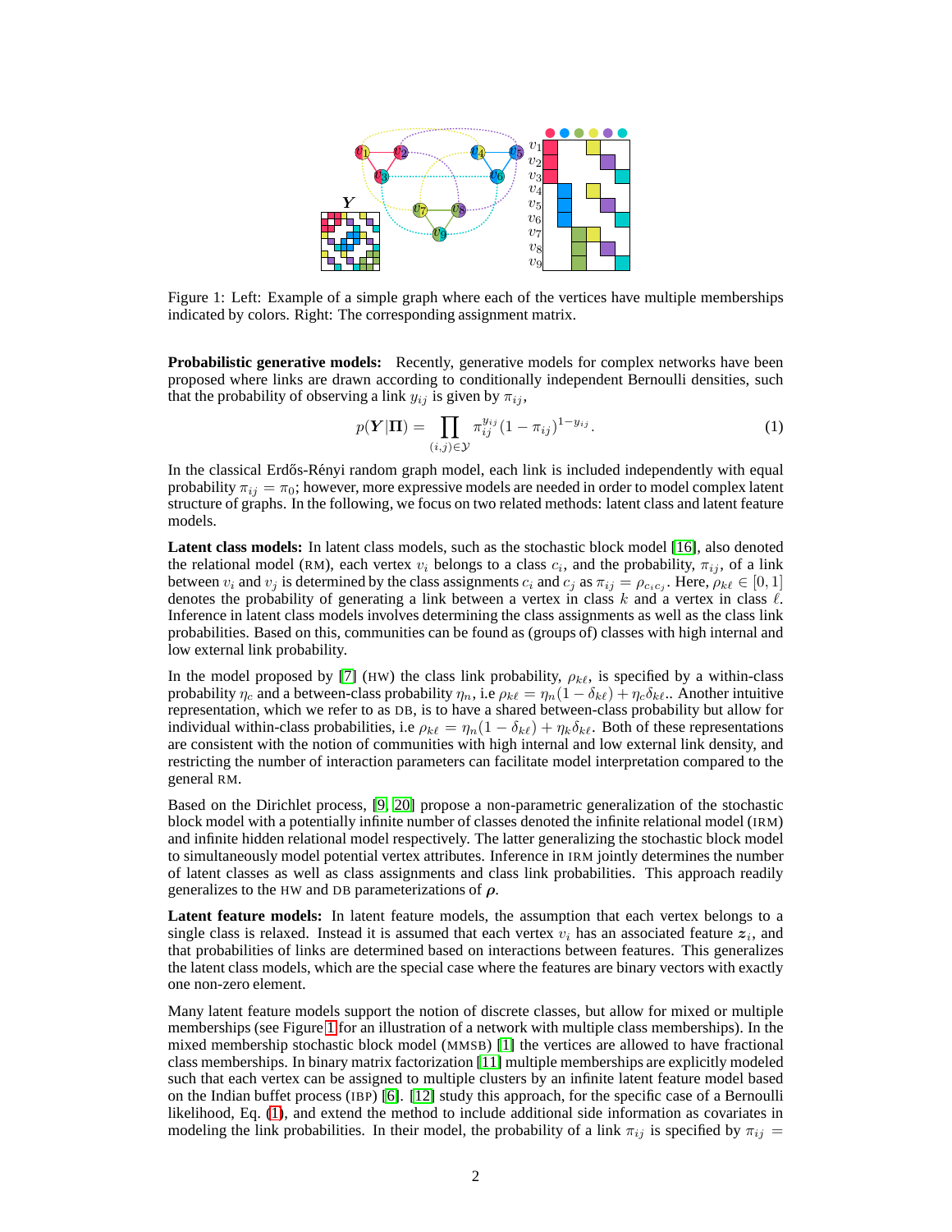Figure 1: Left: Example of a simple graph where each of the vertices have multiple memberships indicated by colors. Right: The corresponding assignment matrix.

**Probabilistic generative models:** Recently, generative models for complex networks have been proposed where links are drawn according to conditionally independent Bernoulli densities, such that the probability of observing a link $y_{ij}$ is given by $\pi_{ij}$,

$$p(\boldsymbol{Y}|\boldsymbol{\Pi}) = \prod_{(i,j)\in\mathcal{Y}} \pi_{ij}^{y_{ij}}(1-\pi_{ij})^{1-y_{ij}}. \tag{1}$$

In the classical Erdős-Rényi random graph model, each link is included independently with equal probability $\pi_{ij} = \pi_0$; however, more expressive models are needed in order to model complex latent structure of graphs. In the following, we focus on two related methods: latent class and latent feature models.

**Latent class models:** In latent class models, such as the stochastic block model [16], also denoted the relational model (RM), each vertex $v_i$ belongs to a class $c_i$, and the probability, $\pi_{ij}$, of a link between $v_i$ and $v_j$ is determined by the class assignments $c_i$ and $c_j$ as $\pi_{ij} = \rho_{c_i c_j}$. Here, $\rho_{k\ell} \in [0, 1]$ denotes the probability of generating a link between a vertex in class $k$ and a vertex in class $\ell$. Inference in latent class models involves determining the class assignments as well as the class link probabilities. Based on this, communities can be found as (groups of) classes with high internal and low external link probability.

In the model proposed by [7] (HW) the class link probability, $\rho_{k\ell}$, is specified by a within-class probability $\eta_c$ and a between-class probability $\eta_n$, i.e $\rho_{k\ell} = \eta_n(1-\delta_{k\ell}) + \eta_c\delta_{k\ell}$.. Another intuitive representation, which we refer to as DB, is to have a shared between-class probability but allow for individual within-class probabilities, i.e $\rho_{k\ell} = \eta_n(1-\delta_{k\ell}) + \eta_k\delta_{k\ell}$. Both of these representations are consistent with the notion of communities with high internal and low external link density, and restricting the number of interaction parameters can facilitate model interpretation compared to the general RM.

Based on the Dirichlet process, [9, 20] propose a non-parametric generalization of the stochastic block model with a potentially infinite number of classes denoted the infinite relational model (IRM) and infinite hidden relational model respectively. The latter generalizing the stochastic block model to simultaneously model potential vertex attributes. Inference in IRM jointly determines the number of latent classes as well as class assignments and class link probabilities. This approach readily generalizes to the HW and DB parameterizations of $\boldsymbol{\rho}$.

**Latent feature models:** In latent feature models, the assumption that each vertex belongs to a single class is relaxed. Instead it is assumed that each vertex $v_i$ has an associated feature $\boldsymbol{z}_i$, and that probabilities of links are determined based on interactions between features. This generalizes the latent class models, which are the special case where the features are binary vectors with exactly one non-zero element.

Many latent feature models support the notion of discrete classes, but allow for mixed or multiple memberships (see Figure 1 for an illustration of a network with multiple class memberships). In the mixed membership stochastic block model (MMSB) [1] the vertices are allowed to have fractional class memberships. In binary matrix factorization [11] multiple memberships are explicitly modeled such that each vertex can be assigned to multiple clusters by an infinite latent feature model based on the Indian buffet process (IBP) [6]. [12] study this approach, for the specific case of a Bernoulli likelihood, Eq. (1), and extend the method to include additional side information as covariates in modeling the link probabilities. In their model, the probability of a link $\pi_{ij}$ is specified by $\pi_{ij} =$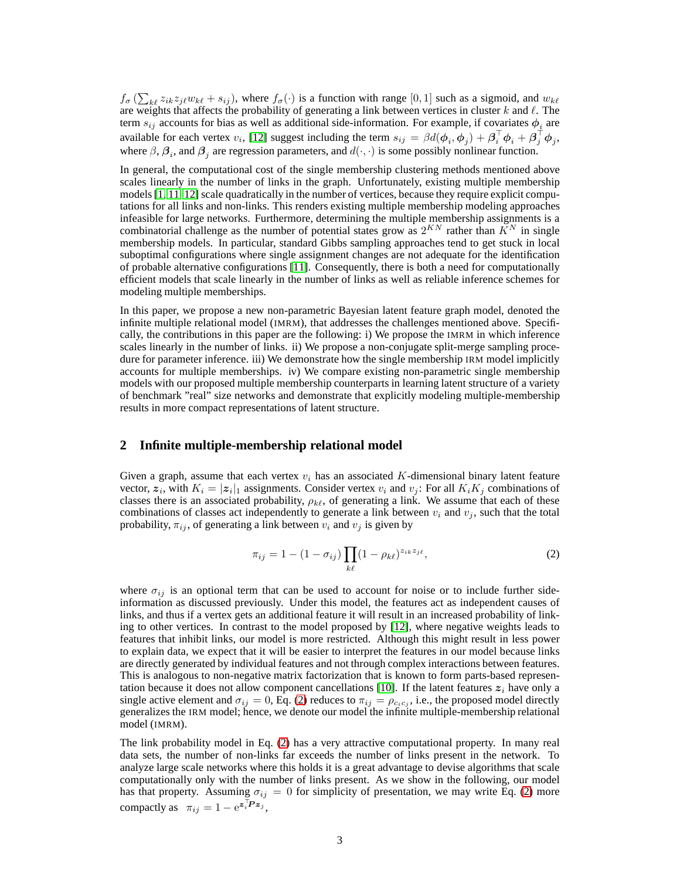$f_\sigma\left(\sum_{k\ell} z_{ik} z_{j\ell} w_{k\ell} + s_{ij}\right)$, where $f_\sigma(\cdot)$ is a function with range $[0, 1]$ such as a sigmoid, and $w_{k\ell}$ are weights that affects the probability of generating a link between vertices in cluster $k$ and $\ell$. The term $s_{ij}$ accounts for bias as well as additional side-information. For example, if covariates $\boldsymbol{\phi}_i$ are available for each vertex $v_i$, [12] suggest including the term $s_{ij} = \beta d(\boldsymbol{\phi}_i, \boldsymbol{\phi}_j) + \boldsymbol{\beta}_i^\top \boldsymbol{\phi}_i + \boldsymbol{\beta}_j^\top \boldsymbol{\phi}_j$, where $\beta$, $\boldsymbol{\beta}_i$, and $\boldsymbol{\beta}_j$ are regression parameters, and $d(\cdot, \cdot)$ is some possibly nonlinear function.

In general, the computational cost of the single membership clustering methods mentioned above scales linearly in the number of links in the graph. Unfortunately, existing multiple membership models [1, 11, 12] scale quadratically in the number of vertices, because they require explicit computations for all links and non-links. This renders existing multiple membership modeling approaches infeasible for large networks. Furthermore, determining the multiple membership assignments is a combinatorial challenge as the number of potential states grow as $2^{KN}$ rather than $K^N$ in single membership models. In particular, standard Gibbs sampling approaches tend to get stuck in local suboptimal configurations where single assignment changes are not adequate for the identification of probable alternative configurations [11]. Consequently, there is both a need for computationally efficient models that scale linearly in the number of links as well as reliable inference schemes for modeling multiple memberships.

In this paper, we propose a new non-parametric Bayesian latent feature graph model, denoted the infinite multiple relational model (IMRM), that addresses the challenges mentioned above. Specifically, the contributions in this paper are the following: i) We propose the IMRM in which inference scales linearly in the number of links. ii) We propose a non-conjugate split-merge sampling procedure for parameter inference. iii) We demonstrate how the single membership IRM model implicitly accounts for multiple memberships. iv) We compare existing non-parametric single membership models with our proposed multiple membership counterparts in learning latent structure of a variety of benchmark "real" size networks and demonstrate that explicitly modeling multiple-membership results in more compact representations of latent structure.

## 2 Infinite multiple-membership relational model

Given a graph, assume that each vertex $v_i$ has an associated $K$-dimensional binary latent feature vector, $\boldsymbol{z}_i$, with $K_i = |\boldsymbol{z}_i|_1$ assignments. Consider vertex $v_i$ and $v_j$: For all $K_i K_j$ combinations of classes there is an associated probability, $\rho_{k\ell}$, of generating a link. We assume that each of these combinations of classes act independently to generate a link between $v_i$ and $v_j$, such that the total probability, $\pi_{ij}$, of generating a link between $v_i$ and $v_j$ is given by

$$\pi_{ij} = 1 - (1 - \sigma_{ij}) \prod_{k\ell} (1 - \rho_{k\ell})^{z_{ik} z_{j\ell}}, \tag{2}$$

where $\sigma_{ij}$ is an optional term that can be used to account for noise or to include further side-information as discussed previously. Under this model, the features act as independent causes of links, and thus if a vertex gets an additional feature it will result in an increased probability of linking to other vertices. In contrast to the model proposed by [12], where negative weights leads to features that inhibit links, our model is more restricted. Although this might result in less power to explain data, we expect that it will be easier to interpret the features in our model because links are directly generated by individual features and not through complex interactions between features. This is analogous to non-negative matrix factorization that is known to form parts-based representation because it does not allow component cancellations [10]. If the latent features $\boldsymbol{z}_i$ have only a single active element and $\sigma_{ij} = 0$, Eq. (2) reduces to $\pi_{ij} = \rho_{c_i c_j}$, i.e., the proposed model directly generalizes the IRM model; hence, we denote our model the infinite multiple-membership relational model (IMRM).

The link probability model in Eq. (2) has a very attractive computational property. In many real data sets, the number of non-links far exceeds the number of links present in the network. To analyze large scale networks where this holds it is a great advantage to devise algorithms that scale computationally only with the number of links present. As we show in the following, our model has that property. Assuming $\sigma_{ij} = 0$ for simplicity of presentation, we may write Eq. (2) more compactly as $\pi_{ij} = 1 - \mathrm{e}^{\boldsymbol{z}_i^\top \boldsymbol{P} \boldsymbol{z}_j}$,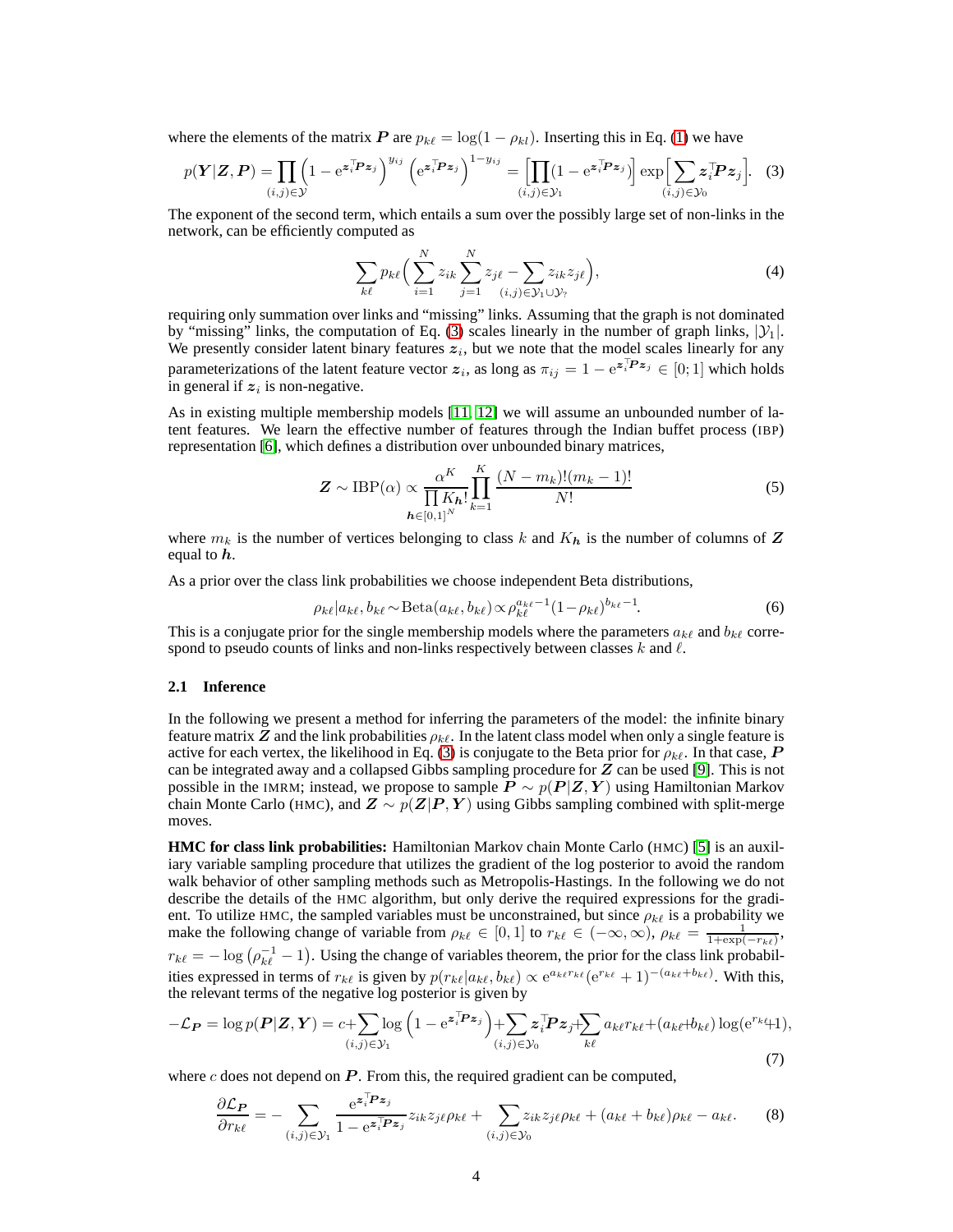where the elements of the matrix $\boldsymbol{P}$ are $p_{k\ell} = \log(1-\rho_{kl})$. Inserting this in Eq. (1) we have

$$p(\boldsymbol{Y}|\boldsymbol{Z},\boldsymbol{P}) = \prod_{(i,j)\in\mathcal{Y}} \left(1-\mathrm{e}^{\boldsymbol{z}_i^\top \boldsymbol{P}\boldsymbol{z}_j}\right)^{y_{ij}} \left(\mathrm{e}^{\boldsymbol{z}_i^\top \boldsymbol{P}\boldsymbol{z}_j}\right)^{1-y_{ij}} = \Big[\prod_{(i,j)\in\mathcal{Y}_1}(1-\mathrm{e}^{\boldsymbol{z}_i^\top \boldsymbol{P}\boldsymbol{z}_j})\Big] \exp\Big[\sum_{(i,j)\in\mathcal{Y}_0} \boldsymbol{z}_i^\top \boldsymbol{P}\boldsymbol{z}_j\Big]. \quad (3)$$

The exponent of the second term, which entails a sum over the possibly large set of non-links in the network, can be efficiently computed as

$$\sum_{k\ell} p_{k\ell} \Big( \sum_{i=1}^{N} z_{ik} \sum_{j=1}^{N} z_{j\ell} - \sum_{(i,j)\in\mathcal{Y}_1\cup\mathcal{Y}_?} z_{ik} z_{j\ell} \Big), \quad (4)$$

requiring only summation over links and "missing" links. Assuming that the graph is not dominated by "missing" links, the computation of Eq. (3) scales linearly in the number of graph links, $|\mathcal{Y}_1|$. We presently consider latent binary features $\boldsymbol{z}_i$, but we note that the model scales linearly for any parameterizations of the latent feature vector $\boldsymbol{z}_i$, as long as $\pi_{ij} = 1-\mathrm{e}^{\boldsymbol{z}_i^\top \boldsymbol{P}\boldsymbol{z}_j} \in [0;1]$ which holds in general if $\boldsymbol{z}_i$ is non-negative.

As in existing multiple membership models [11, 12] we will assume an unbounded number of latent features. We learn the effective number of features through the Indian buffet process (IBP) representation [6], which defines a distribution over unbounded binary matrices,

$$\boldsymbol{Z} \sim \mathrm{IBP}(\alpha) \propto \frac{\alpha^K}{\prod_{\boldsymbol{h}\in[0,1]^N} K_{\boldsymbol{h}}!} \prod_{k=1}^{K} \frac{(N-m_k)!(m_k-1)!}{N!} \quad (5)$$

where $m_k$ is the number of vertices belonging to class $k$ and $K_{\boldsymbol{h}}$ is the number of columns of $\boldsymbol{Z}$ equal to $\boldsymbol{h}$.

As a prior over the class link probabilities we choose independent Beta distributions,

$$\rho_{k\ell}|a_{k\ell}, b_{k\ell} \sim \mathrm{Beta}(a_{k\ell}, b_{k\ell}) \propto \rho_{k\ell}^{a_{k\ell}-1}(1-\rho_{k\ell})^{b_{k\ell}-1}. \quad (6)$$

This is a conjugate prior for the single membership models where the parameters $a_{k\ell}$ and $b_{k\ell}$ correspond to pseudo counts of links and non-links respectively between classes $k$ and $\ell$.

### 2.1 Inference

In the following we present a method for inferring the parameters of the model: the infinite binary feature matrix $\boldsymbol{Z}$ and the link probabilities $\rho_{k\ell}$. In the latent class model when only a single feature is active for each vertex, the likelihood in Eq. (3) is conjugate to the Beta prior for $\rho_{k\ell}$. In that case, $\boldsymbol{P}$ can be integrated away and a collapsed Gibbs sampling procedure for $\boldsymbol{Z}$ can be used [9]. This is not possible in the IMRM; instead, we propose to sample $\boldsymbol{P} \sim p(\boldsymbol{P}|\boldsymbol{Z},\boldsymbol{Y})$ using Hamiltonian Markov chain Monte Carlo (HMC), and $\boldsymbol{Z} \sim p(\boldsymbol{Z}|\boldsymbol{P},\boldsymbol{Y})$ using Gibbs sampling combined with split-merge moves.

**HMC for class link probabilities:** Hamiltonian Markov chain Monte Carlo (HMC) [5] is an auxiliary variable sampling procedure that utilizes the gradient of the log posterior to avoid the random walk behavior of other sampling methods such as Metropolis-Hastings. In the following we do not describe the details of the HMC algorithm, but only derive the required expressions for the gradient. To utilize HMC, the sampled variables must be unconstrained, but since $\rho_{k\ell}$ is a probability we make the following change of variable from $\rho_{k\ell} \in [0,1]$ to $r_{k\ell} \in (-\infty,\infty)$, $\rho_{k\ell} = \frac{1}{1+\exp(-r_{k\ell})}$, $r_{k\ell} = -\log\left(\rho_{k\ell}^{-1}-1\right)$. Using the change of variables theorem, the prior for the class link probabilities expressed in terms of $r_{k\ell}$ is given by $p(r_{k\ell}|a_{k\ell},b_{k\ell}) \propto \mathrm{e}^{a_{k\ell} r_{k\ell}}(\mathrm{e}^{r_{k\ell}}+1)^{-(a_{k\ell}+b_{k\ell})}$. With this, the relevant terms of the negative log posterior is given by

$$-\mathcal{L}_{\boldsymbol{P}} = \log p(\boldsymbol{P}|\boldsymbol{Z},\boldsymbol{Y}) = c + \sum_{(i,j)\in\mathcal{Y}_1} \log\left(1-\mathrm{e}^{\boldsymbol{z}_i^\top \boldsymbol{P}\boldsymbol{z}_j}\right) + \sum_{(i,j)\in\mathcal{Y}_0} \boldsymbol{z}_i^\top \boldsymbol{P}\boldsymbol{z}_j + \sum_{k\ell} a_{k\ell} r_{k\ell} + (a_{k\ell}+b_{k\ell})\log(\mathrm{e}^{r_{k\ell}}+1), \quad (7)$$

where $c$ does not depend on $\boldsymbol{P}$. From this, the required gradient can be computed,

$$\frac{\partial \mathcal{L}_{\boldsymbol{P}}}{\partial r_{k\ell}} = -\sum_{(i,j)\in\mathcal{Y}_1} \frac{\mathrm{e}^{\boldsymbol{z}_i^\top \boldsymbol{P}\boldsymbol{z}_j}}{1-\mathrm{e}^{\boldsymbol{z}_i^\top \boldsymbol{P}\boldsymbol{z}_j}} z_{ik} z_{j\ell} \rho_{k\ell} + \sum_{(i,j)\in\mathcal{Y}_0} z_{ik} z_{j\ell} \rho_{k\ell} + (a_{k\ell}+b_{k\ell})\rho_{k\ell} - a_{k\ell}. \quad (8)$$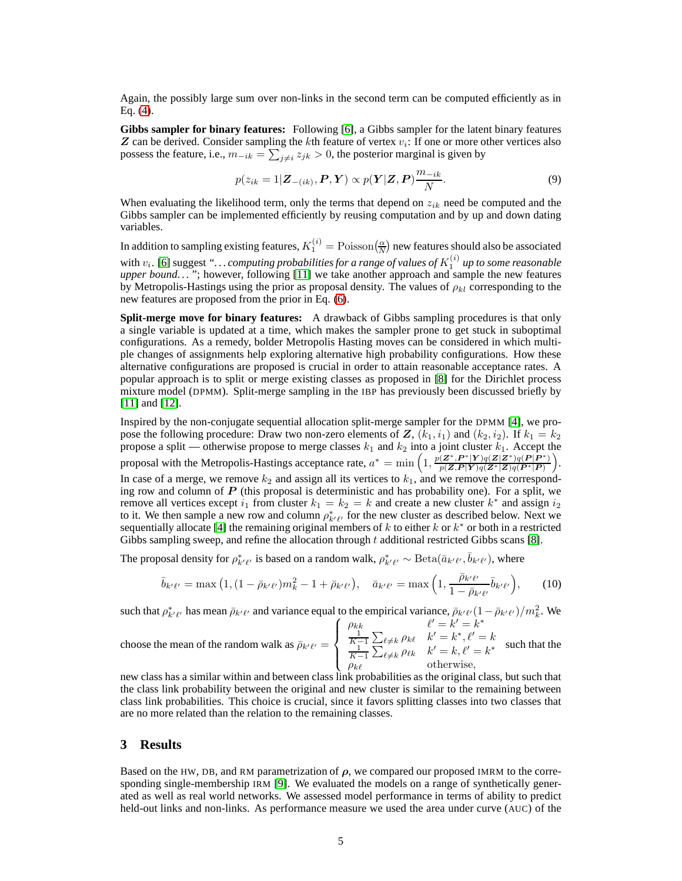Again, the possibly large sum over non-links in the second term can be computed efficiently as in Eq. (4).

**Gibbs sampler for binary features:** Following [6], a Gibbs sampler for the latent binary features $\boldsymbol{Z}$ can be derived. Consider sampling the $k$th feature of vertex $v_i$: If one or more other vertices also possess the feature, i.e., $m_{-ik} = \sum_{j \neq i} z_{jk} > 0$, the posterior marginal is given by

$$p(z_{ik} = 1 | \boldsymbol{Z}_{-(ik)}, \boldsymbol{P}, \boldsymbol{Y}) \propto p(\boldsymbol{Y}|\boldsymbol{Z}, \boldsymbol{P}) \frac{m_{-ik}}{N}. \tag{9}$$

When evaluating the likelihood term, only the terms that depend on $z_{ik}$ need be computed and the Gibbs sampler can be implemented efficiently by reusing computation and by up and down dating variables.

In addition to sampling existing features, $K_1^{(i)} = \mathrm{Poisson}(\frac{\alpha}{N})$ new features should also be associated with $v_i$. [6] suggest *"…computing probabilities for a range of values of $K_1^{(i)}$ up to some reasonable upper bound…"*; however, following [11] we take another approach and sample the new features by Metropolis-Hastings using the prior as proposal density. The values of $\rho_{kl}$ corresponding to the new features are proposed from the prior in Eq. (6).

**Split-merge move for binary features:** A drawback of Gibbs sampling procedures is that only a single variable is updated at a time, which makes the sampler prone to get stuck in suboptimal configurations. As a remedy, bolder Metropolis Hasting moves can be considered in which multiple changes of assignments help exploring alternative high probability configurations. How these alternative configurations are proposed is crucial in order to attain reasonable acceptance rates. A popular approach is to split or merge existing classes as proposed in [8] for the Dirichlet process mixture model (DPMM). Split-merge sampling in the IBP has previously been discussed briefly by [11] and [12].

Inspired by the non-conjugate sequential allocation split-merge sampler for the DPMM [4], we propose the following procedure: Draw two non-zero elements of $\boldsymbol{Z}$, $(k_1, i_1)$ and $(k_2, i_2)$. If $k_1 = k_2$ propose a split — otherwise propose to merge classes $k_1$ and $k_2$ into a joint cluster $k_1$. Accept the proposal with the Metropolis-Hastings acceptance rate, $a^* = \min\left(1, \frac{p(\boldsymbol{Z}^*, \boldsymbol{P}^*|\boldsymbol{Y}) q(\boldsymbol{Z}|\boldsymbol{Z}^*) q(\boldsymbol{P}|\boldsymbol{P}^*)}{p(\boldsymbol{Z}, \boldsymbol{P}|\boldsymbol{Y}) q(\boldsymbol{Z}^*|\boldsymbol{Z}) q(\boldsymbol{P}^*|\boldsymbol{P})}\right)$. In case of a merge, we remove $k_2$ and assign all its vertices to $k_1$, and we remove the corresponding row and column of $\boldsymbol{P}$ (this proposal is deterministic and has probability one). For a split, we remove all vertices except $i_1$ from cluster $k_1 = k_2 = k$ and create a new cluster $k^*$ and assign $i_2$ to it. We then sample a new row and column $\rho^*_{k'\ell'}$ for the new cluster as described below. Next we sequentially allocate [4] the remaining original members of $k$ to either $k$ or $k^*$ or both in a restricted Gibbs sampling sweep, and refine the allocation through $t$ additional restricted Gibbs scans [8].

The proposal density for $\rho^*_{k'\ell'}$ is based on a random walk, $\rho^*_{k'\ell'} \sim \mathrm{Beta}(\bar{a}_{k'\ell'}, \bar{b}_{k'\ell'})$, where

$$\bar{b}_{k'\ell'} = \max\left(1, (1 - \bar{\rho}_{k'\ell'}) m_k^2 - 1 + \bar{\rho}_{k'\ell'}\right), \quad \bar{a}_{k'\ell'} = \max\left(1, \frac{\bar{\rho}_{k'\ell'}}{1 - \bar{\rho}_{k'\ell'}} \bar{b}_{k'\ell'}\right), \tag{10}$$

such that $\rho^*_{k'\ell'}$ has mean $\bar{\rho}_{k'\ell'}$ and variance equal to the empirical variance, $\bar{\rho}_{k'\ell'}(1 - \bar{\rho}_{k'\ell'})/m_k^2$. We choose the mean of the random walk as $\bar{\rho}_{k'\ell'} = \begin{cases} \rho_{kk} & \ell' = k' = k^* \\ \frac{1}{K-1} \sum_{\ell \neq k} \rho_{k\ell} & k' = k^*, \ell' = k \\ \frac{1}{K-1} \sum_{\ell \neq k} \rho_{\ell k} & k' = k, \ell' = k^* \\ \rho_{k\ell} & \text{otherwise,} \end{cases}$ such that the new class has a similar within and between class link probabilities as the original class, but such that the class link probability between the original and new cluster is similar to the remaining between class link probabilities. This choice is crucial, since it favors splitting classes into two classes that are no more related than the relation to the remaining classes.

# 3 Results

Based on the HW, DB, and RM parametrization of $\boldsymbol{\rho}$, we compared our proposed IMRM to the corresponding single-membership IRM [9]. We evaluated the models on a range of synthetically generated as well as real world networks. We assessed model performance in terms of ability to predict held-out links and non-links. As performance measure we used the area under curve (AUC) of the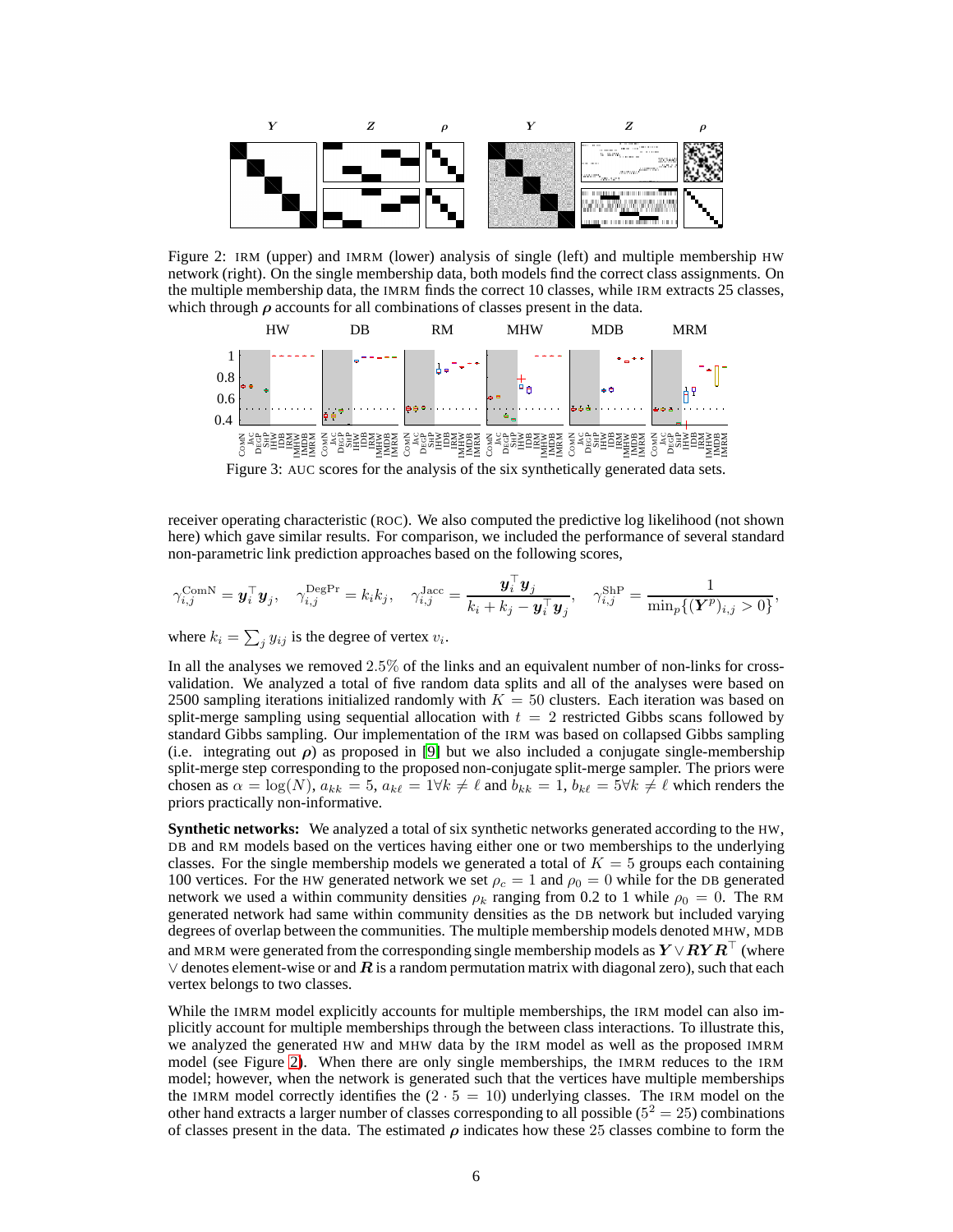Figure 2: IRM (upper) and IMRM (lower) analysis of single (left) and multiple membership HW network (right). On the single membership data, both models find the correct class assignments. On the multiple membership data, the IMRM finds the correct 10 classes, while IRM extracts 25 classes, which through $\boldsymbol{\rho}$ accounts for all combinations of classes present in the data.

Figure 3: AUC scores for the analysis of the six synthetically generated data sets.

receiver operating characteristic (ROC). We also computed the predictive log likelihood (not shown here) which gave similar results. For comparison, we included the performance of several standard non-parametric link prediction approaches based on the following scores,

$$\gamma_{i,j}^{\text{ComN}} = \boldsymbol{y}_i^\top \boldsymbol{y}_j, \quad \gamma_{i,j}^{\text{DegPr}} = k_i k_j, \quad \gamma_{i,j}^{\text{Jacc}} = \frac{\boldsymbol{y}_i^\top \boldsymbol{y}_j}{k_i + k_j - \boldsymbol{y}_i^\top \boldsymbol{y}_j}, \quad \gamma_{i,j}^{\text{ShP}} = \frac{1}{\min_p\{(\boldsymbol{Y}^p)_{i,j} > 0\}},$$

where $k_i = \sum_j y_{ij}$ is the degree of vertex $v_i$.

In all the analyses we removed $2.5\%$ of the links and an equivalent number of non-links for cross-validation. We analyzed a total of five random data splits and all of the analyses were based on 2500 sampling iterations initialized randomly with $K = 50$ clusters. Each iteration was based on split-merge sampling using sequential allocation with $t = 2$ restricted Gibbs scans followed by standard Gibbs sampling. Our implementation of the IRM was based on collapsed Gibbs sampling (i.e. integrating out $\boldsymbol{\rho}$) as proposed in [9] but we also included a conjugate single-membership split-merge step corresponding to the proposed non-conjugate split-merge sampler. The priors were chosen as $\alpha = \log(N)$, $a_{kk} = 5$, $a_{k\ell} = 1 \forall k \neq \ell$ and $b_{kk} = 1$, $b_{k\ell} = 5 \forall k \neq \ell$ which renders the priors practically non-informative.

**Synthetic networks:** We analyzed a total of six synthetic networks generated according to the HW, DB and RM models based on the vertices having either one or two memberships to the underlying classes. For the single membership models we generated a total of $K = 5$ groups each containing 100 vertices. For the HW generated network we set $\rho_c = 1$ and $\rho_0 = 0$ while for the DB generated network we used a within community densities $\rho_k$ ranging from 0.2 to 1 while $\rho_0 = 0$. The RM generated network had same within community densities as the DB network but included varying degrees of overlap between the communities. The multiple membership models denoted MHW, MDB and MRM were generated from the corresponding single membership models as $\boldsymbol{Y} \vee \boldsymbol{R}\boldsymbol{Y}\boldsymbol{R}^\top$ (where $\vee$ denotes element-wise or and $\boldsymbol{R}$ is a random permutation matrix with diagonal zero), such that each vertex belongs to two classes.

While the IMRM model explicitly accounts for multiple memberships, the IRM model can also implicitly account for multiple memberships through the between class interactions. To illustrate this, we analyzed the generated HW and MHW data by the IRM model as well as the proposed IMRM model (see Figure 2). When there are only single memberships, the IMRM reduces to the IRM model; however, when the network is generated such that the vertices have multiple memberships the IMRM model correctly identifies the $(2 \cdot 5 = 10)$ underlying classes. The IRM model on the other hand extracts a larger number of classes corresponding to all possible $(5^2 = 25)$ combinations of classes present in the data. The estimated $\boldsymbol{\rho}$ indicates how these 25 classes combine to form the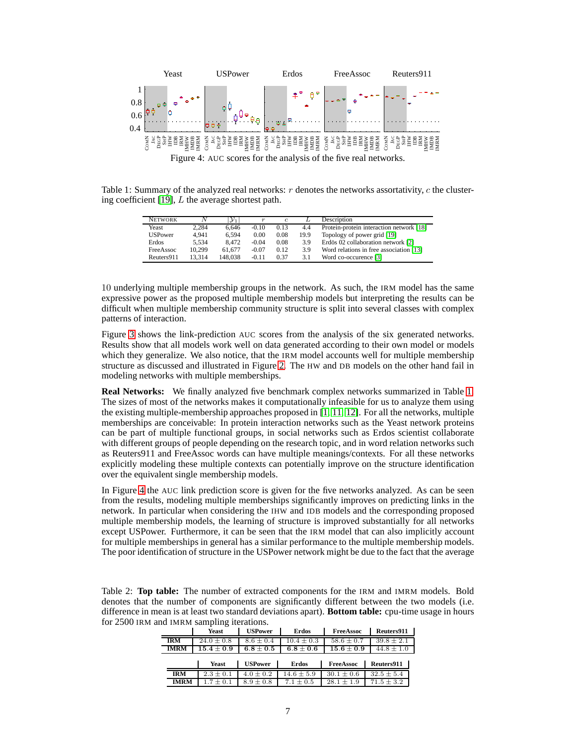Figure 4: AUC scores for the analysis of the five real networks.

Table 1: Summary of the analyzed real networks: $r$ denotes the networks assortativity, $c$ the clustering coefficient [19], $L$ the average shortest path.

| NETWORK | $N$ | $\|\mathcal{Y}_1\|$ | $r$ | $c$ | $L$ | Description |
|---|---|---|---|---|---|---|
| Yeast | 2,284 | 6,646 | -0.10 | 0.13 | 4.4 | Protein-protein interaction network [18] |
| USPower | 4,941 | 6,594 | 0.00 | 0.08 | 19.9 | Topology of power grid [19] |
| Erdos | 5,534 | 8,472 | -0.04 | 0.08 | 3.9 | Erdös 02 collaboration network [2] |
| FreeAssoc | 10,299 | 61,677 | -0.07 | 0.12 | 3.9 | Word relations in free association [13] |
| Reuters911 | 13,314 | 148,038 | -0.11 | 0.37 | 3.1 | Word co-occurence [3] |

10 underlying multiple membership groups in the network. As such, the IRM model has the same expressive power as the proposed multiple membership models but interpreting the results can be difficult when multiple membership community structure is split into several classes with complex patterns of interaction.

Figure 3 shows the link-prediction AUC scores from the analysis of the six generated networks. Results show that all models work well on data generated according to their own model or models which they generalize. We also notice, that the IRM model accounts well for multiple membership structure as discussed and illustrated in Figure 2. The HW and DB models on the other hand fail in modeling networks with multiple memberships.

**Real Networks:** We finally analyzed five benchmark complex networks summarized in Table 1. The sizes of most of the networks makes it computationally infeasible for us to analyze them using the existing multiple-membership approaches proposed in [1, 11, 12]. For all the networks, multiple memberships are conceivable: In protein interaction networks such as the Yeast network proteins can be part of multiple functional groups, in social networks such as Erdos scientist collaborate with different groups of people depending on the research topic, and in word relation networks such as Reuters911 and FreeAssoc words can have multiple meanings/contexts. For all these networks explicitly modeling these multiple contexts can potentially improve on the structure identification over the equivalent single membership models.

In Figure 4 the AUC link prediction score is given for the five networks analyzed. As can be seen from the results, modeling multiple memberships significantly improves on predicting links in the network. In particular when considering the IHW and IDB models and the corresponding proposed multiple membership models, the learning of structure is improved substantially for all networks except USPower. Furthermore, it can be seen that the IRM model that can also implicitly account for multiple memberships in general has a similar performance to the multiple membership models. The poor identification of structure in the USPower network might be due to the fact that the average

Table 2: **Top table:** The number of extracted components for the IRM and IMRM models. Bold denotes that the number of components are significantly different between the two models (i.e. difference in mean is at least two standard deviations apart). **Bottom table:** cpu-time usage in hours for 2500 IRM and IMRM sampling iterations.

| | Yeast | USPower | Erdos | FreeAssoc | Reuters911 |
|---|---|---|---|---|---|
| **IRM** | $24.0 \pm 0.8$ | $8.6 \pm 0.4$ | $10.4 \pm 0.3$ | $58.6 \pm 0.7$ | $39.8 \pm 2.1$ |
| **IMRM** | $\mathbf{15.4 \pm 0.9}$ | $\mathbf{6.8 \pm 0.5}$ | $\mathbf{6.8 \pm 0.6}$ | $\mathbf{15.6 \pm 0.9}$ | $44.8 \pm 1.0$ |

| | Yeast | USPower | Erdos | FreeAssoc | Reuters911 |
|---|---|---|---|---|---|
| **IRM** | $2.3 \pm 0.1$ | $4.0 \pm 0.2$ | $14.6 \pm 5.9$ | $30.1 \pm 0.6$ | $32.5 \pm 5.4$ |
| **IMRM** | $1.7 \pm 0.1$ | $8.9 \pm 0.8$ | $7.1 \pm 0.5$ | $28.1 \pm 1.9$ | $71.5 \pm 3.2$ |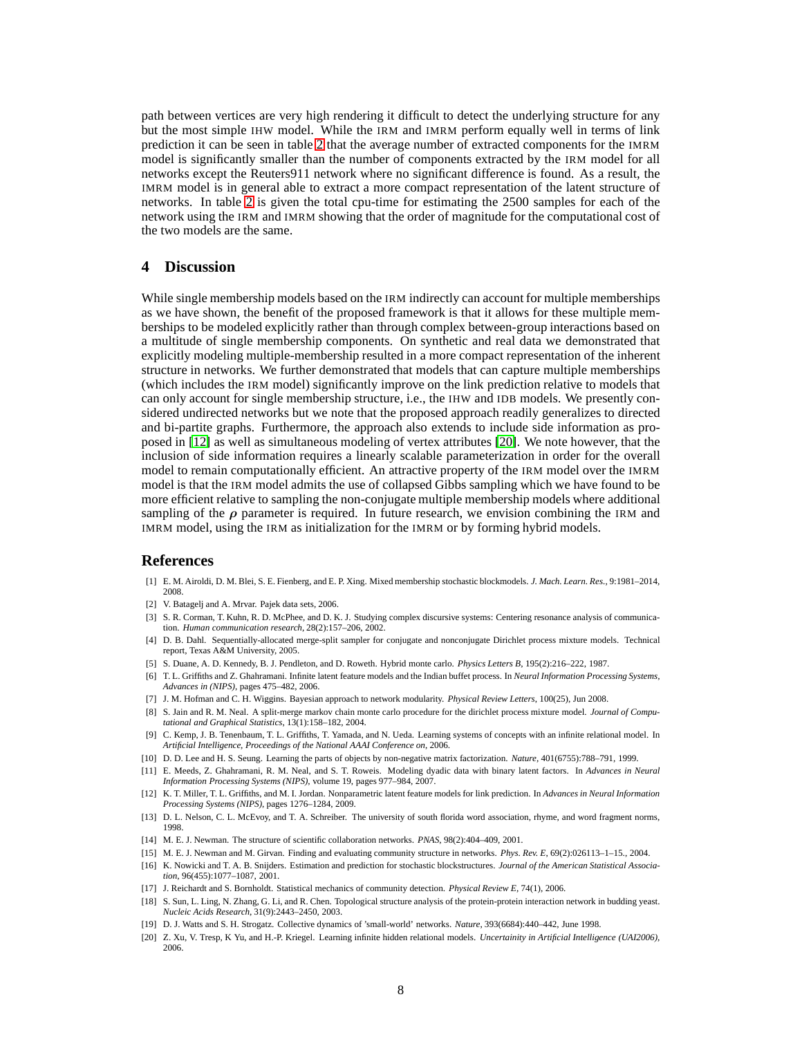path between vertices are very high rendering it difficult to detect the underlying structure for any but the most simple IHW model. While the IRM and IMRM perform equally well in terms of link prediction it can be seen in table 2 that the average number of extracted components for the IMRM model is significantly smaller than the number of components extracted by the IRM model for all networks except the Reuters911 network where no significant difference is found. As a result, the IMRM model is in general able to extract a more compact representation of the latent structure of networks. In table 2 is given the total cpu-time for estimating the 2500 samples for each of the network using the IRM and IMRM showing that the order of magnitude for the computational cost of the two models are the same.

## 4 Discussion

While single membership models based on the IRM indirectly can account for multiple memberships as we have shown, the benefit of the proposed framework is that it allows for these multiple memberships to be modeled explicitly rather than through complex between-group interactions based on a multitude of single membership components. On synthetic and real data we demonstrated that explicitly modeling multiple-membership resulted in a more compact representation of the inherent structure in networks. We further demonstrated that models that can capture multiple memberships (which includes the IRM model) significantly improve on the link prediction relative to models that can only account for single membership structure, i.e., the IHW and IDB models. We presently considered undirected networks but we note that the proposed approach readily generalizes to directed and bi-partite graphs. Furthermore, the approach also extends to include side information as proposed in [12] as well as simultaneous modeling of vertex attributes [20]. We note however, that the inclusion of side information requires a linearly scalable parameterization in order for the overall model to remain computationally efficient. An attractive property of the IRM model over the IMRM model is that the IRM model admits the use of collapsed Gibbs sampling which we have found to be more efficient relative to sampling the non-conjugate multiple membership models where additional sampling of the $\boldsymbol{\rho}$ parameter is required. In future research, we envision combining the IRM and IMRM model, using the IRM as initialization for the IMRM or by forming hybrid models.

## References

[1] E. M. Airoldi, D. M. Blei, S. E. Fienberg, and E. P. Xing. Mixed membership stochastic blockmodels. *J. Mach. Learn. Res.*, 9:1981–2014, 2008.

[2] V. Batagelj and A. Mrvar. Pajek data sets, 2006.

[3] S. R. Corman, T. Kuhn, R. D. McPhee, and D. K. J. Studying complex discursive systems: Centering resonance analysis of communication. *Human communication research*, 28(2):157–206, 2002.

[4] D. B. Dahl. Sequentially-allocated merge-split sampler for conjugate and nonconjugate Dirichlet process mixture models. Technical report, Texas A&M University, 2005.

[5] S. Duane, A. D. Kennedy, B. J. Pendleton, and D. Roweth. Hybrid monte carlo. *Physics Letters B*, 195(2):216–222, 1987.

[6] T. L. Griffiths and Z. Ghahramani. Infinite latent feature models and the Indian buffet process. In *Neural Information Processing Systems, Advances in (NIPS)*, pages 475–482, 2006.

[7] J. M. Hofman and C. H. Wiggins. Bayesian approach to network modularity. *Physical Review Letters*, 100(25), Jun 2008.

[8] S. Jain and R. M. Neal. A split-merge markov chain monte carlo procedure for the dirichlet process mixture model. *Journal of Computational and Graphical Statistics*, 13(1):158–182, 2004.

[9] C. Kemp, J. B. Tenenbaum, T. L. Griffiths, T. Yamada, and N. Ueda. Learning systems of concepts with an infinite relational model. In *Artificial Intelligence, Proceedings of the National AAAI Conference on*, 2006.

[10] D. D. Lee and H. S. Seung. Learning the parts of objects by non-negative matrix factorization. *Nature*, 401(6755):788–791, 1999.

[11] E. Meeds, Z. Ghahramani, R. M. Neal, and S. T. Roweis. Modeling dyadic data with binary latent factors. In *Advances in Neural Information Processing Systems (NIPS)*, volume 19, pages 977–984, 2007.

[12] K. T. Miller, T. L. Griffiths, and M. I. Jordan. Nonparametric latent feature models for link prediction. In *Advances in Neural Information Processing Systems (NIPS)*, pages 1276–1284, 2009.

[13] D. L. Nelson, C. L. McEvoy, and T. A. Schreiber. The university of south florida word association, rhyme, and word fragment norms, 1998.

[14] M. E. J. Newman. The structure of scientific collaboration networks. *PNAS*, 98(2):404–409, 2001.

[15] M. E. J. Newman and M. Girvan. Finding and evaluating community structure in networks. *Phys. Rev. E*, 69(2):026113–1–15., 2004.

[16] K. Nowicki and T. A. B. Snijders. Estimation and prediction for stochastic blockstructures. *Journal of the American Statistical Association*, 96(455):1077–1087, 2001.

[17] J. Reichardt and S. Bornholdt. Statistical mechanics of community detection. *Physical Review E*, 74(1), 2006.

[18] S. Sun, L. Ling, N. Zhang, G. Li, and R. Chen. Topological structure analysis of the protein-protein interaction network in budding yeast. *Nucleic Acids Research*, 31(9):2443–2450, 2003.

[19] D. J. Watts and S. H. Strogatz. Collective dynamics of 'small-world' networks. *Nature*, 393(6684):440–442, June 1998.

[20] Z. Xu, V. Tresp, K Yu, and H.-P. Kriegel. Learning infinite hidden relational models. *Uncertainity in Artificial Intelligence (UAI2006)*, 2006.